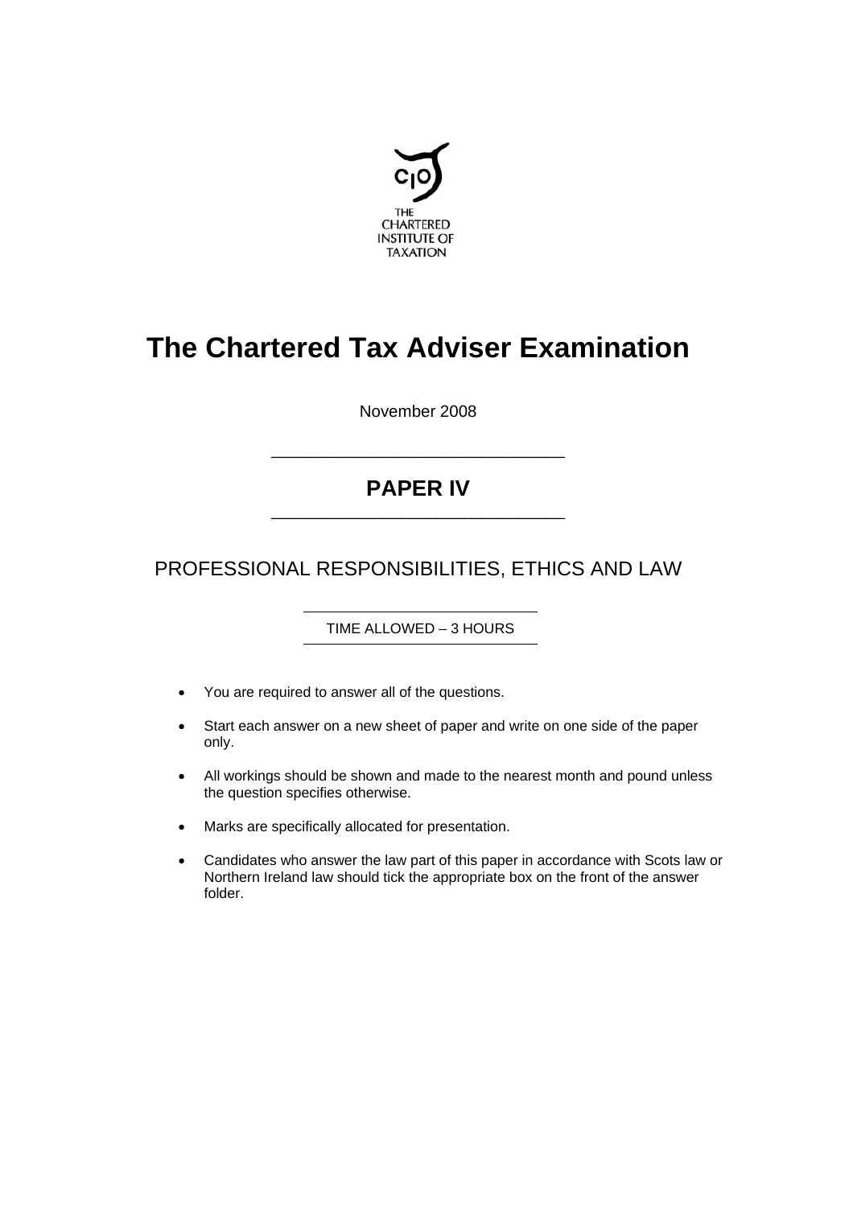THE CHARTERED INSTITUTE OF TAXATION

# The Chartered Tax Adviser Examination

November 2008

## PAPER IV

PROFESSIONAL RESPONSIBILITIES, ETHICS AND LAW

TIME ALLOWED – 3 HOURS

- You are required to answer all of the questions.
- Start each answer on a new sheet of paper and write on one side of the paper only.
- All workings should be shown and made to the nearest month and pound unless the question specifies otherwise.
- Marks are specifically allocated for presentation.
- Candidates who answer the law part of this paper in accordance with Scots law or Northern Ireland law should tick the appropriate box on the front of the answer folder.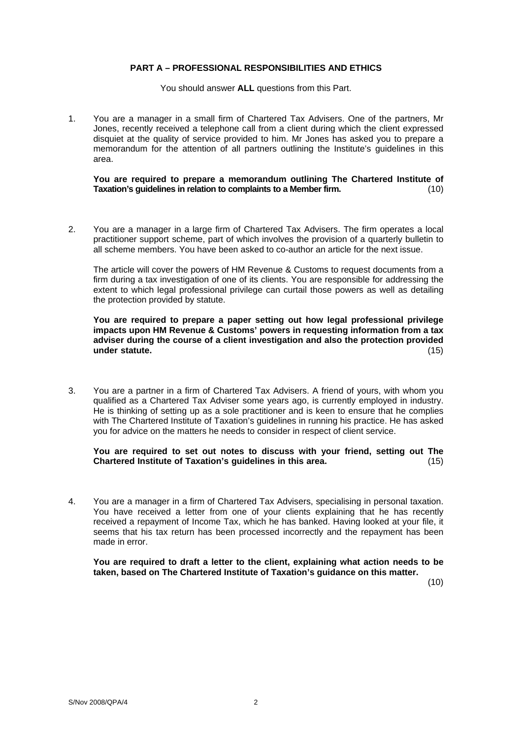## PART A – PROFESSIONAL RESPONSIBILITIES AND ETHICS

You should answer **ALL** questions from this Part.

1. You are a manager in a small firm of Chartered Tax Advisers. One of the partners, Mr Jones, recently received a telephone call from a client during which the client expressed disquiet at the quality of service provided to him. Mr Jones has asked you to prepare a memorandum for the attention of all partners outlining the Institute's guidelines in this area.

   **You are required to prepare a memorandum outlining The Chartered Institute of Taxation's guidelines in relation to complaints to a Member firm.** (10)

2. You are a manager in a large firm of Chartered Tax Advisers. The firm operates a local practitioner support scheme, part of which involves the provision of a quarterly bulletin to all scheme members. You have been asked to co-author an article for the next issue.

   The article will cover the powers of HM Revenue & Customs to request documents from a firm during a tax investigation of one of its clients. You are responsible for addressing the extent to which legal professional privilege can curtail those powers as well as detailing the protection provided by statute.

   **You are required to prepare a paper setting out how legal professional privilege impacts upon HM Revenue & Customs' powers in requesting information from a tax adviser during the course of a client investigation and also the protection provided under statute.** (15)

3. You are a partner in a firm of Chartered Tax Advisers. A friend of yours, with whom you qualified as a Chartered Tax Adviser some years ago, is currently employed in industry. He is thinking of setting up as a sole practitioner and is keen to ensure that he complies with The Chartered Institute of Taxation's guidelines in running his practice. He has asked you for advice on the matters he needs to consider in respect of client service.

   **You are required to set out notes to discuss with your friend, setting out The Chartered Institute of Taxation's guidelines in this area.** (15)

4. You are a manager in a firm of Chartered Tax Advisers, specialising in personal taxation. You have received a letter from one of your clients explaining that he has recently received a repayment of Income Tax, which he has banked. Having looked at your file, it seems that his tax return has been processed incorrectly and the repayment has been made in error.

   **You are required to draft a letter to the client, explaining what action needs to be taken, based on The Chartered Institute of Taxation's guidance on this matter.** (10)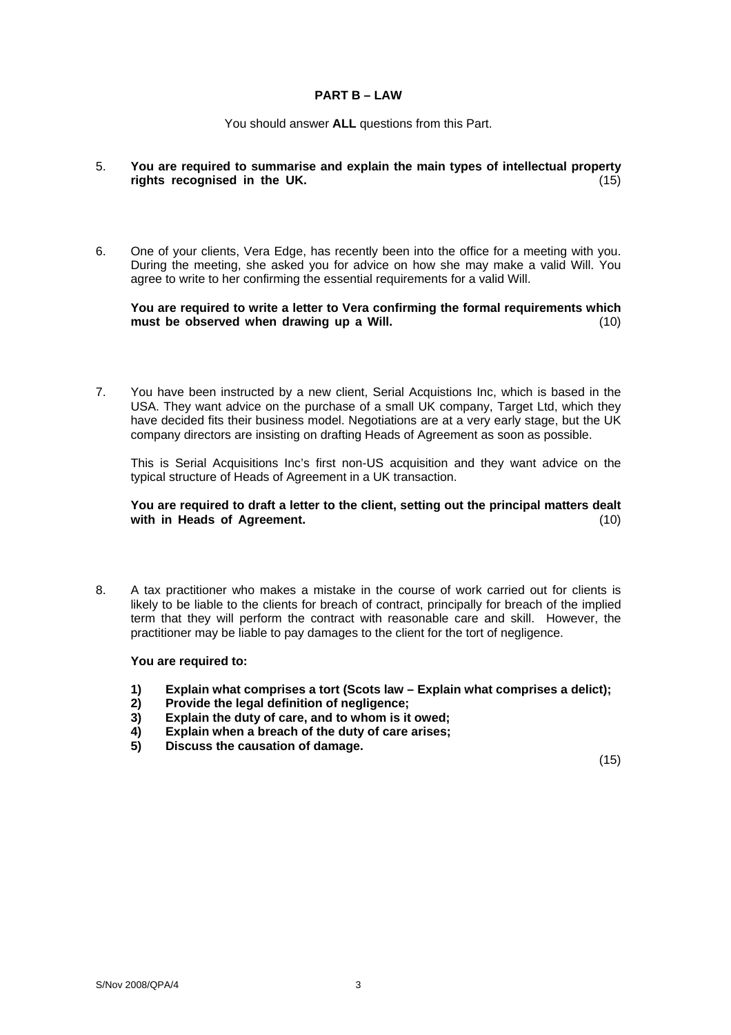## PART B – LAW

You should answer **ALL** questions from this Part.

5. **You are required to summarise and explain the main types of intellectual property rights recognised in the UK.** (15)

6. One of your clients, Vera Edge, has recently been into the office for a meeting with you. During the meeting, she asked you for advice on how she may make a valid Will. You agree to write to her confirming the essential requirements for a valid Will.

   **You are required to write a letter to Vera confirming the formal requirements which must be observed when drawing up a Will.** (10)

7. You have been instructed by a new client, Serial Acquistions Inc, which is based in the USA. They want advice on the purchase of a small UK company, Target Ltd, which they have decided fits their business model. Negotiations are at a very early stage, but the UK company directors are insisting on drafting Heads of Agreement as soon as possible.

   This is Serial Acquisitions Inc's first non-US acquisition and they want advice on the typical structure of Heads of Agreement in a UK transaction.

   **You are required to draft a letter to the client, setting out the principal matters dealt with in Heads of Agreement.** (10)

8. A tax practitioner who makes a mistake in the course of work carried out for clients is likely to be liable to the clients for breach of contract, principally for breach of the implied term that they will perform the contract with reasonable care and skill. However, the practitioner may be liable to pay damages to the client for the tort of negligence.

   **You are required to:**

   **1) Explain what comprises a tort (Scots law – Explain what comprises a delict);**
   **2) Provide the legal definition of negligence;**
   **3) Explain the duty of care, and to whom is it owed;**
   **4) Explain when a breach of the duty of care arises;**
   **5) Discuss the causation of damage.**

   (15)